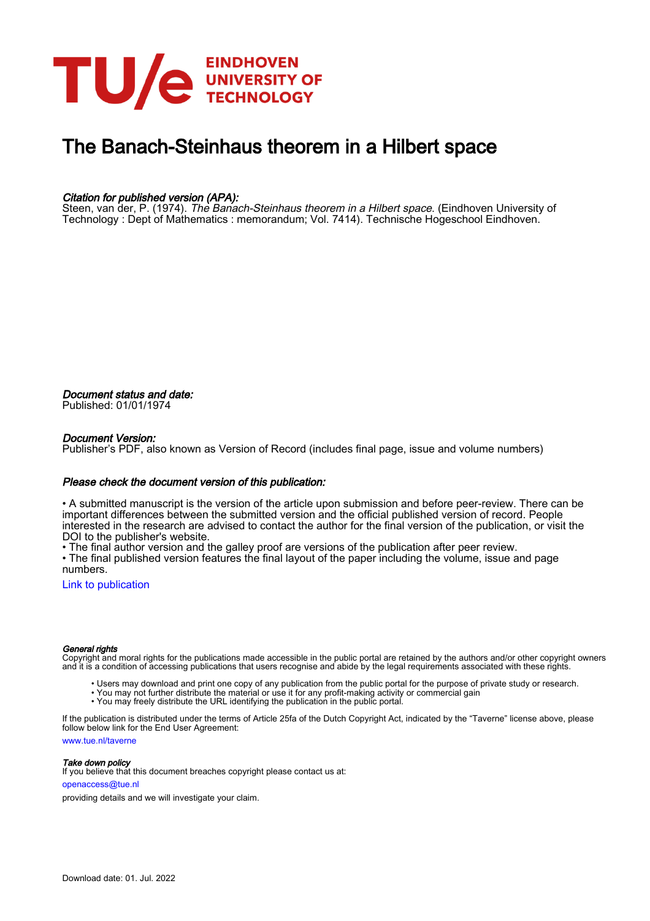# The Banach-Steinhaus theorem in a Hilbert space

*Citation for published version (APA):*
Steen, van der, P. (1974). *The Banach-Steinhaus theorem in a Hilbert space*. (Eindhoven University of Technology : Dept of Mathematics : memorandum; Vol. 7414). Technische Hogeschool Eindhoven.

*Document status and date:*
Published: 01/01/1974

*Document Version:*
Publisher's PDF, also known as Version of Record (includes final page, issue and volume numbers)

*Please check the document version of this publication:*

• A submitted manuscript is the version of the article upon submission and before peer-review. There can be important differences between the submitted version and the official published version of record. People interested in the research are advised to contact the author for the final version of the publication, or visit the DOI to the publisher's website.
• The final author version and the galley proof are versions of the publication after peer review.
• The final published version features the final layout of the paper including the volume, issue and page numbers.

Link to publication

*General rights*
Copyright and moral rights for the publications made accessible in the public portal are retained by the authors and/or other copyright owners and it is a condition of accessing publications that users recognise and abide by the legal requirements associated with these rights.

- Users may download and print one copy of any publication from the public portal for the purpose of private study or research.
- You may not further distribute the material or use it for any profit-making activity or commercial gain
- You may freely distribute the URL identifying the publication in the public portal.

If the publication is distributed under the terms of Article 25fa of the Dutch Copyright Act, indicated by the "Taverne" license above, please follow below link for the End User Agreement:

www.tue.nl/taverne

*Take down policy*
If you believe that this document breaches copyright please contact us at:

openaccess@tue.nl

providing details and we will investigate your claim.

Download date: 01. Jul. 2022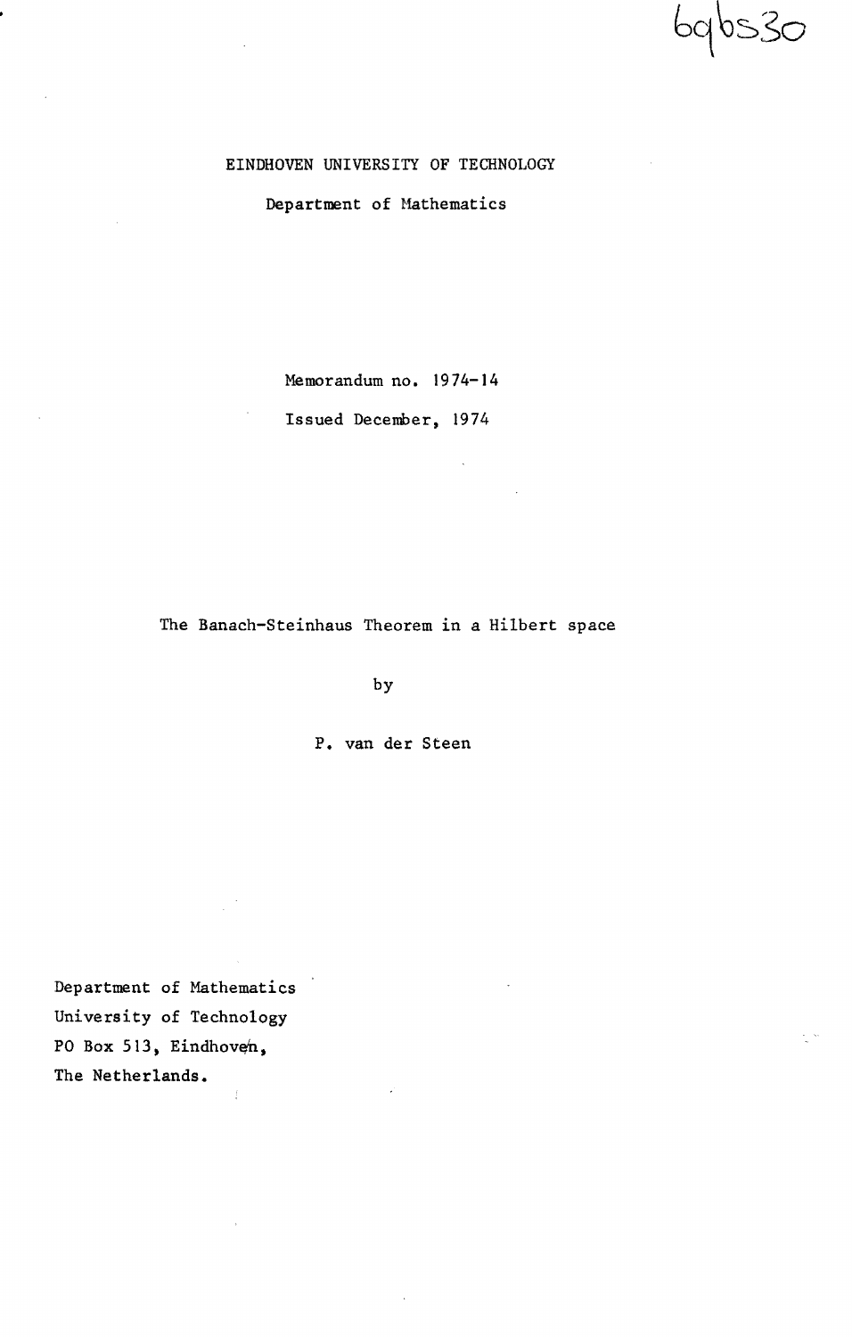6965S30

EINDHOVEN UNIVERSITY OF TECHNOLOGY

Department of Mathematics

Memorandum no. 1974-14

Issued December, 1974

# The Banach-Steinhaus Theorem in a Hilbert space

by

P. van der Steen

Department of Mathematics
University of Technology
PO Box 513, Eindhoven,
The Netherlands.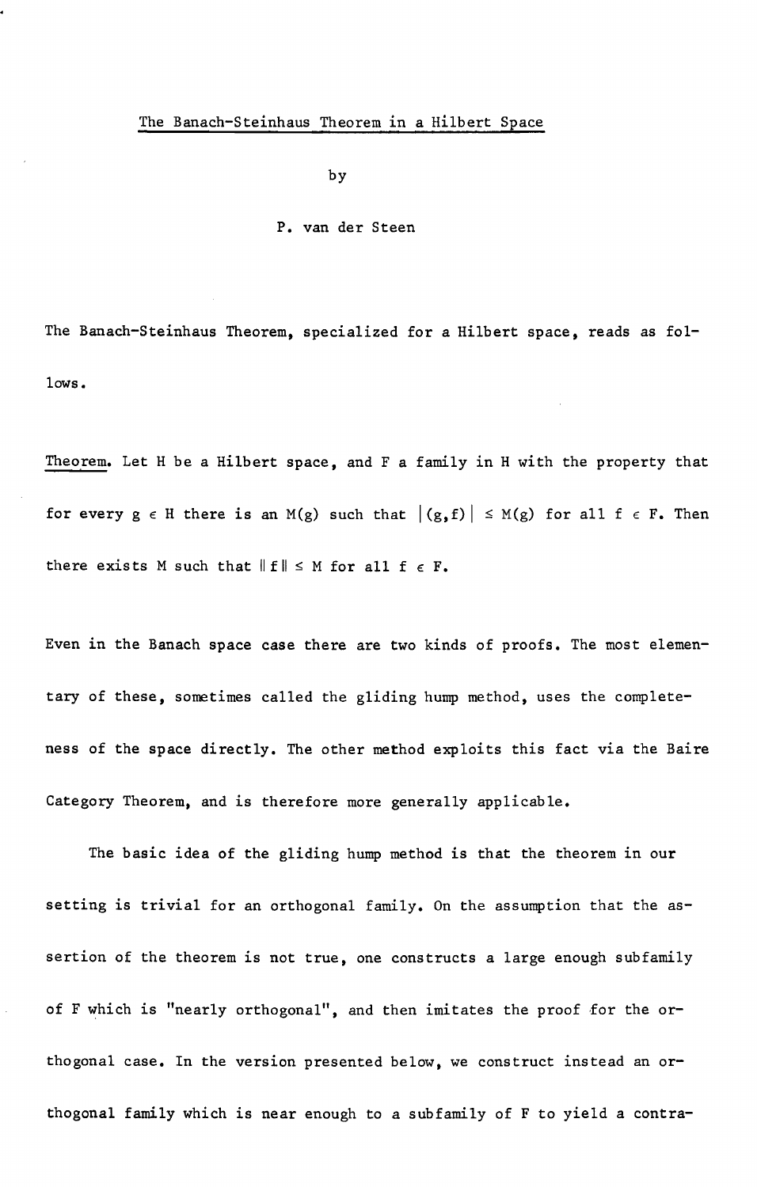The Banach-Steinhaus Theorem in a Hilbert Space

by

P. van der Steen

The Banach-Steinhaus Theorem, specialized for a Hilbert space, reads as follows.

*Theorem.* Let $H$ be a Hilbert space, and $F$ a family in $H$ with the property that for every $g \in H$ there is an $M(g)$ such that $|(g,f)| \leq M(g)$ for all $f \in F$. Then there exists $M$ such that $\|f\| \leq M$ for all $f \in F$.

Even in the Banach space case there are two kinds of proofs. The most elementary of these, sometimes called the gliding hump method, uses the completeness of the space directly. The other method exploits this fact via the Baire Category Theorem, and is therefore more generally applicable.

The basic idea of the gliding hump method is that the theorem in our setting is trivial for an orthogonal family. On the assumption that the assertion of the theorem is not true, one constructs a large enough subfamily of $F$ which is "nearly orthogonal", and then imitates the proof for the orthogonal case. In the version presented below, we construct instead an orthogonal family which is near enough to a subfamily of $F$ to yield a contra-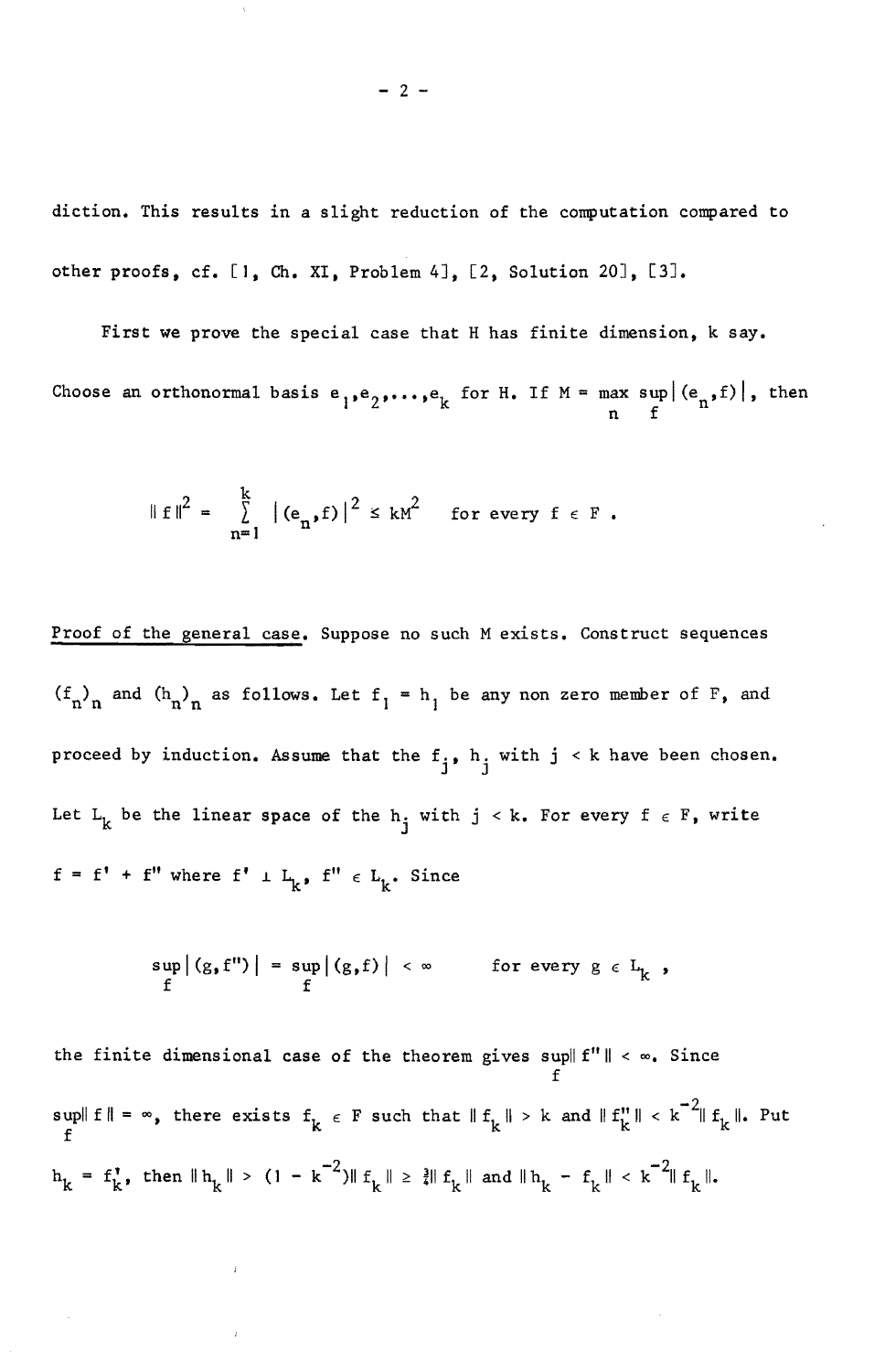diction. This results in a slight reduction of the computation compared to other proofs, cf. [1, Ch. XI, Problem 4], [2, Solution 20], [3].

First we prove the special case that H has finite dimension, k say. Choose an orthonormal basis $e_1, e_2, \ldots, e_k$ for H. If $M = \max_n \sup_f |(e_n, f)|$, then

$$\| f \|^2 = \sum_{n=1}^{k} |(e_n, f)|^2 \leq kM^2 \quad \text{for every } f \in F .$$

<u>Proof of the general case.</u> Suppose no such M exists. Construct sequences $(f_n)_n$ and $(h_n)_n$ as follows. Let $f_1 = h_1$ be any non zero member of F, and proceed by induction. Assume that the $f_j$, $h_j$ with $j < k$ have been chosen. Let $L_k$ be the linear space of the $h_j$ with $j < k$. For every $f \in F$, write $f = f' + f''$ where $f' \perp L_k$, $f'' \in L_k$. Since

$$\sup_f |(g, f'')| = \sup_f |(g, f)| < \infty \qquad \text{for every } g \in L_k ,$$

the finite dimensional case of the theorem gives $\sup_f \| f'' \| < \infty$. Since $\sup_f \| f \| = \infty$, there exists $f_k \in F$ such that $\| f_k \| > k$ and $\| f_k'' \| < k^{-2} \| f_k \|$. Put $h_k = f_k'$, then $\| h_k \| > (1 - k^{-2}) \| f_k \| \geq \frac{3}{4} \| f_k \|$ and $\| h_k - f_k \| < k^{-2} \| f_k \|$.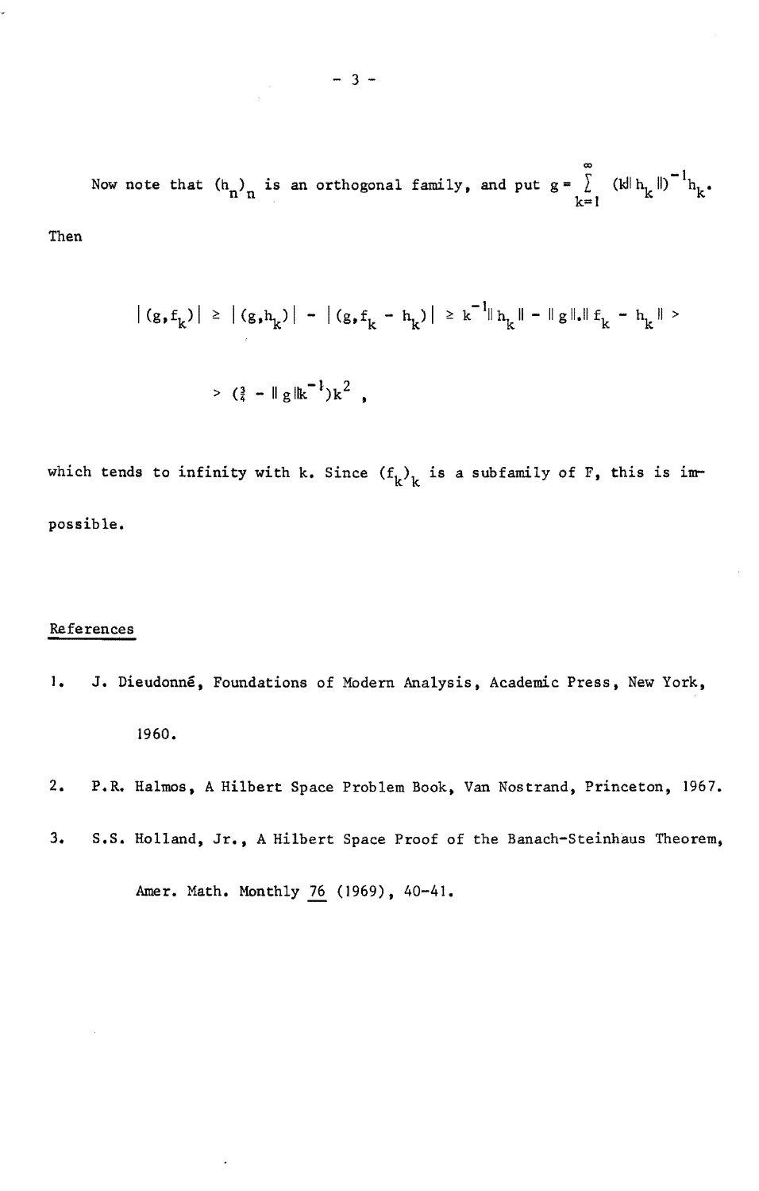Now note that $(h_n)_n$ is an orthogonal family, and put $g = \sum_{k=1}^{\infty} (k\|h_k\|)^{-1} h_k$.

Then

$$|(g, f_k)| \geq |(g, h_k)| - |(g, f_k - h_k)| \geq k^{-1}\|h_k\| - \|g\|.\|f_k - h_k\| >$$

$$> (\tfrac{3}{4} - \|g\|k^{-1})k^2 \text{ ,}$$

which tends to infinity with k. Since $(f_k)_k$ is a subfamily of F, this is impossible.

## References

1. J. Dieudonné, Foundations of Modern Analysis, Academic Press, New York, 1960.
2. P.R. Halmos, A Hilbert Space Problem Book, Van Nostrand, Princeton, 1967.
3. S.S. Holland, Jr., A Hilbert Space Proof of the Banach-Steinhaus Theorem, Amer. Math. Monthly 76 (1969), 40-41.